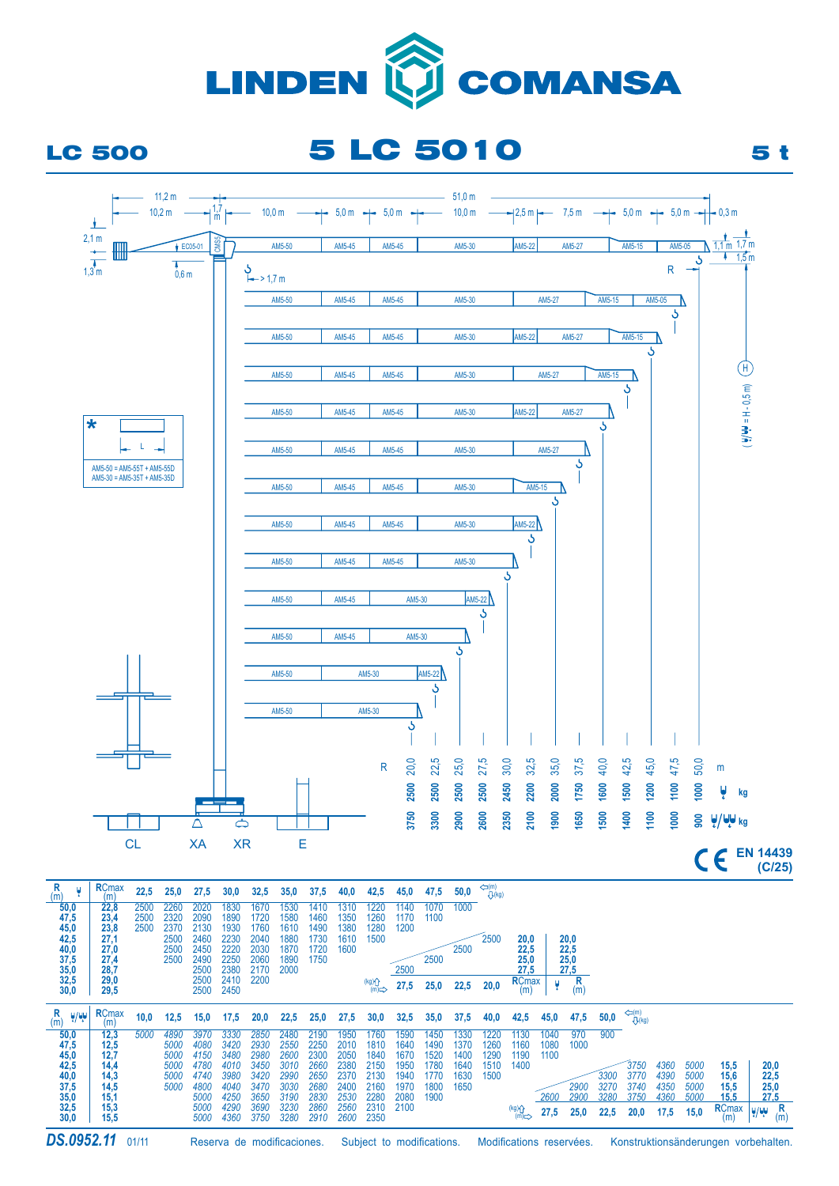# LINDEN COMANSA

## LC 500 — 5 LC 5010 — 5 t

11,2 m · 10,2 m · 1,7 m · 10,0 m · 5,0 m · 5,0 m · 51,0 m · 10,0 m · 2,5 m · 7,5 m · 5,0 m · 5,0 m · 0,3 m

2,1 m · 1,3 m · 0,6 m · EC05-01 · CMS5 · > 1,7 m · 1,1 m · 1,7 m · 1,5 m · R · H · (🪝🪝 = H - 0,5 m)

Jib configurations:

| R (m) | Jib sections |
|---|---|
| 50,0 | AM5-50, AM5-45, AM5-45, AM5-30, AM5-22, AM5-27, AM5-15, AM5-05 |
| 47,5 | AM5-50, AM5-45, AM5-45, AM5-30, AM5-27, AM5-15, AM5-05 |
| 45,0 | AM5-50, AM5-45, AM5-45, AM5-30, AM5-22, AM5-27, AM5-15 |
| 42,5 | AM5-50, AM5-45, AM5-45, AM5-30, AM5-27, AM5-15 |
| 40,0 | AM5-50, AM5-45, AM5-45, AM5-30, AM5-22, AM5-27 |
| 37,5 | AM5-50, AM5-45, AM5-45, AM5-30, AM5-27 |
| 35,0 | AM5-50, AM5-45, AM5-45, AM5-30, AM5-15 |
| 32,5 | AM5-50, AM5-45, AM5-45, AM5-30, AM5-22 |
| 30,0 | AM5-50, AM5-45, AM5-45, AM5-30 |
| 27,5 | AM5-50, AM5-45, AM5-30, AM5-22 |
| 25,0 | AM5-50, AM5-45, AM5-30 |
| 22,5 | AM5-50, AM5-30, AM5-22 |
| 20,0 | AM5-50, AM5-30 |

\* L — AM5-50 = AM5-55T + AM5-55D; AM5-30 = AM5-35T + AM5-35D

CL · XA · XR · E

| R (m) | 20,0 | 22,5 | 25,0 | 27,5 | 30,0 | 32,5 | 35,0 | 37,5 | 40,0 | 42,5 | 45,0 | 47,5 | 50,0 |
|---|---|---|---|---|---|---|---|---|---|---|---|---|---|
| 🪝 kg | 2500 | 2500 | 2500 | 2500 | 2450 | 2200 | 2000 | 1750 | 1600 | 1500 | 1200 | 1100 | 1000 |
| 🪝/🪝🪝 kg | 3750 | 3300 | 2900 | 2600 | 2350 | 2100 | 1900 | 1650 | 1500 | 1400 | 1100 | 1000 | 900 |

CE EN 14439 (C/25)

| R (m) 🪝 | RCmax (m) | 22,5 | 25,0 | 27,5 | 30,0 | 32,5 | 35,0 | 37,5 | 40,0 | 42,5 | 45,0 | 47,5 | 50,0 |
|---|---|---|---|---|---|---|---|---|---|---|---|---|---|
| 50,0 | 22,8 | 2500 | 2260 | 2020 | 1830 | 1670 | 1530 | 1410 | 1310 | 1220 | 1140 | 1070 | 1000 |
| 47,5 | 23,4 | 2500 | 2320 | 2090 | 1890 | 1720 | 1580 | 1460 | 1350 | 1260 | 1170 | 1100 | |
| 45,0 | 23,8 | 2500 | 2370 | 2130 | 1930 | 1760 | 1610 | 1490 | 1380 | 1280 | 1200 | | |
| 42,5 | 27,1 | | 2500 | 2460 | 2230 | 2040 | 1880 | 1730 | 1610 | 1500 | | | |
| 40,0 | 27,0 | | 2500 | 2450 | 2220 | 2030 | 1870 | 1720 | 1600 | | | | |
| 37,5 | 27,4 | | 2500 | 2490 | 2250 | 2060 | 1890 | 1750 | | | | | |
| 35,0 | 28,7 | | | 2500 | 2380 | 2170 | 2000 | | | | | | |
| 32,5 | 29,0 | | | 2500 | 2410 | 2200 | | | | | | | |
| 30,0 | 29,5 | | | 2500 | 2450 | | | | | | | | |

| (kg) (m) | 27,5 | 25,0 | 22,5 | 20,0 | RCmax (m) | 🪝 | R (m) |
|---|---|---|---|---|---|---|---|
| | | | | 2500 | 20,0 | | 20,0 |
| | | | 2500 | 2500 | 22,5 | | 22,5 |
| | | 2500 | 2500 | 2500 | 25,0 | | 25,0 |
| | 2500 | 2500 | 2500 | 2500 | 27,5 | | 27,5 |

| R (m) 🪝/🪝🪝 | RCmax (m) | 10,0 | 12,5 | 15,0 | 17,5 | 20,0 | 22,5 | 25,0 | 27,5 | 30,0 | 32,5 | 35,0 | 37,5 | 40,0 | 42,5 | 45,0 | 47,5 | 50,0 |
|---|---|---|---|---|---|---|---|---|---|---|---|---|---|---|---|---|---|---|
| 50,0 | 12,3 | 5000 | 4890 | 3970 | 3330 | 2850 | 2480 | 2190 | 1950 | 1760 | 1590 | 1450 | 1330 | 1220 | 1130 | 1040 | 970 | 900 |
| 47,5 | 12,5 | | 5000 | 4080 | 3420 | 2930 | 2550 | 2250 | 2010 | 1810 | 1640 | 1490 | 1370 | 1260 | 1160 | 1080 | 1000 | |
| 45,0 | 12,7 | | 5000 | 4150 | 3480 | 2980 | 2600 | 2300 | 2050 | 1840 | 1670 | 1520 | 1400 | 1290 | 1190 | 1100 | | |
| 42,5 | 14,4 | | 5000 | 4780 | 4010 | 3450 | 3010 | 2660 | 2380 | 2150 | 1950 | 1780 | 1640 | 1510 | 1400 | | | |
| 40,0 | 14,3 | | 5000 | 4740 | 3980 | 3420 | 2990 | 2650 | 2370 | 2130 | 1940 | 1770 | 1630 | 1500 | | | | |
| 37,5 | 14,5 | | 5000 | 4800 | 4040 | 3470 | 3030 | 2680 | 2400 | 2160 | 1970 | 1800 | 1650 | | | | | |
| 35,0 | 15,1 | | | 5000 | 4250 | 3650 | 3190 | 2830 | 2530 | 2280 | 2080 | 1900 | | | | | | |
| 32,5 | 15,3 | | | 5000 | 4290 | 3690 | 3230 | 2860 | 2560 | 2310 | 2100 | | | | | | | |
| 30,0 | 15,5 | | | 5000 | 4360 | 3750 | 3280 | 2910 | 2600 | 2350 | | | | | | | | |

| (kg) (m) | 27,5 | 25,0 | 22,5 | 20,0 | 17,5 | 15,0 | RCmax (m) | 🪝/🪝🪝 | R (m) |
|---|---|---|---|---|---|---|---|---|---|
| | | | | 3750 | 4360 | 5000 | 15,5 | | 20,0 |
| | | | 3300 | 3770 | 4390 | 5000 | 15,6 | | 22,5 |
| | | 2900 | 3270 | 3740 | 4350 | 5000 | 15,5 | | 25,0 |
| | 2600 | 2900 | 3280 | 3750 | 4360 | 5000 | 15,5 | | 27,5 |

**DS.0952.11** 01/11 — Reserva de modificaciones. Subject to modifications. Modifications reservées. Konstruktionsänderungen vorbehalten.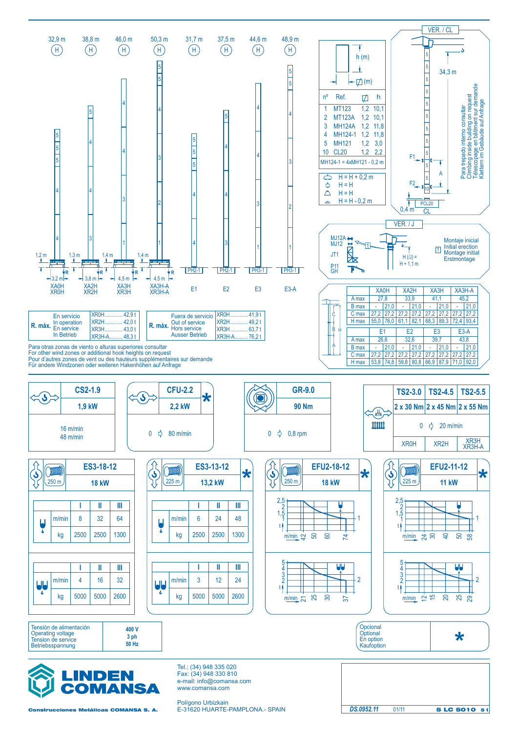32,9 m H — 38,8 m H — 46,0 m H — 50,3 m H — 31,7 m H — 37,5 m H — 44,6 m H — 48,9 m H

1,2 m — 3,2 m — R — XA0H XR0H

1,3 m — 3,8 m — R — XA2H XR2H

1,4 m — 4,5 m — R — XA3H XR3H

1,4 m — 4,5 m — R — XA3H-A XR3H-A

PH2-1 E1 — PH2-1 E2 — PH3-1 E3 — PH3-1 E3-A

| R. máx. | En servicio / In operation / En service / In Betrieb | |
|---|---|---|
| | | XR0H............ 42,9 t |
| | | XR2H............ 42,0 t |
| | | XR3H............ 43,0 t |
| | | XR3H-A......... 48,3 t |

| R. máx. | Fuera de servicio / Out of service / Hors service / Ausser Betrieb | |
|---|---|---|
| | | XR0H............ 41,9 t |
| | | XR2H............ 49,2 t |
| | | XR3H............ 63,7 t |
| | | XR3H-A......... 76,2 t |

Para otras zonas de viento o alturas superiores consultar
For other wind zones or additional hook heights on request
Pour d'autres zones de vent ou des hauteurs supplémentaires sur demande
Für andere Windzonen oder weiteren Hakenhöhen auf Anfrage

h (m)
▱ (m)

| nº | Ref. | ▱ | h |
|---|---|---|---|
| 1 | MT123 | 1,2 | 10,1 |
| 2 | MT123A | 1,2 | 10,1 |
| 3 | MH124A | 1,2 | 11,8 |
| 4 | MH124-1 | 1,2 | 11,8 |
| 5 | MH121 | 1,2 | 3,0 |
| 10 | CL20 | 1,2 | 2,2 |

MH124-1 = 4xMH121 - 0,2 m

H = H + 0,2 m
H = H
H = H
H = H - 0,2 m

VER. / CL

34,3 m — F1 — F2 — A — PCL20 — 0,4 m — CL

Para trepado interno consultar
Climbing inside building on request
Télescopage en bâtiment sur demande
Klettern im Gebäude auf Anfrage

VER. / J

MJ12A — MJ12 — JT1 — P11 GH — H (/J) = H + 1,1 m

Montaje inicial
Initial erection
Montage initial
Erstmontage

| | XA0H | | XA2H | | XA3H | | XA3H-A | |
|---|---|---|---|---|---|---|---|---|
| A max | 27,8 | | 33,9 | | 41,1 | | 45,2 | |
| B max | - | 21,0 | - | 21,0 | - | 21,0 | - | 21,0 |
| C max | 27,2 | 27,2 | 27,2 | 27,2 | 27,2 | 27,2 | 27,2 | 27,2 |
| H max | 55,0 | 76,0 | 61,1 | 82,1 | 68,3 | 89,3 | 72,4 | 93,4 |
| | E1 | | E2 | | E3 | | E3-A | |
| A max | 26,6 | | 32,6 | | 39,7 | | 43,8 | |
| B max | - | 21,0 | - | 21,0 | - | 21,0 | - | 21,0 |
| C max | 27,2 | 27,2 | 27,2 | 27,2 | 27,2 | 27,2 | 27,2 | 27,2 |
| H max | 53,8 | 74,8 | 59,8 | 80,8 | 66,9 | 87,9 | 71,0 | 92,0 |

**CS2-1.9** — 1,9 kW — 16 m/min, 48 m/min

**CFU-2.2** * — 2,2 kW — 0 – 80 m/min

**GR-9.0** — 90 Nm — 0 – 0,8 rpm

| TS2-3.0 | TS2-4.5 | TS2-5.5 |
|---|---|---|
| 2 x 30 Nm | 2 x 45 Nm | 2 x 55 Nm |
| 0 – 20 m/min | | |
| XR0H | XR2H | XR3H XR3H-A |

**ES3-18-12** — 250 m — 18 kW

| | | I | II | III |
|---|---|---|---|---|
| 1 | m/min | 8 | 32 | 64 |
| | kg | 2500 | 2500 | 1300 |
| 2 | m/min | 4 | 16 | 32 |
| | kg | 5000 | 5000 | 2600 |

**ES3-13-12** * — 225 m — 13,2 kW

| | | I | II | III |
|---|---|---|---|---|
| 1 | m/min | 6 | 24 | 48 |
| | kg | 2500 | 2500 | 1300 |
| 2 | m/min | 3 | 12 | 24 |
| | kg | 5000 | 5000 | 2600 |

**EFU2-18-12** * — 250 m — 18 kW

t: 2,5 / 2 / 1,5 / 1 — m/min: 42, 50, 60, 74 — 1
t: 5 / 4 / 3 / 2 — m/min: 21, 25, 30, 37 — 2

**EFU2-11-12** * — 225 m — 11 kW

t: 2,5 / 2 / 1,5 / 1 — m/min: 24, 30, 40, 50, 58 — 1
t: 5 / 4 / 3 / 2 — m/min: 12, 15, 20, 25, 29 — 2

| Tensión de alimentación / Operating voltage / Tension de service / Betriebsspannung | 400 V / 3 ph / 50 Hz |
|---|---|

| Opcional / Optional / En option / Kaufoption | * |
|---|---|

**LINDEN COMANSA**
Construcciones Metálicas COMANSA S. A.

Tel.: (34) 948 335 020
Fax: (34) 948 330 810
e-mail: info@comansa.com
www.comansa.com

Polígono Urbizkain
E-31620 HUARTE-PAMPLONA.- SPAIN

DS.0952.11 — 01/11 — 5 LC 5010 5 t